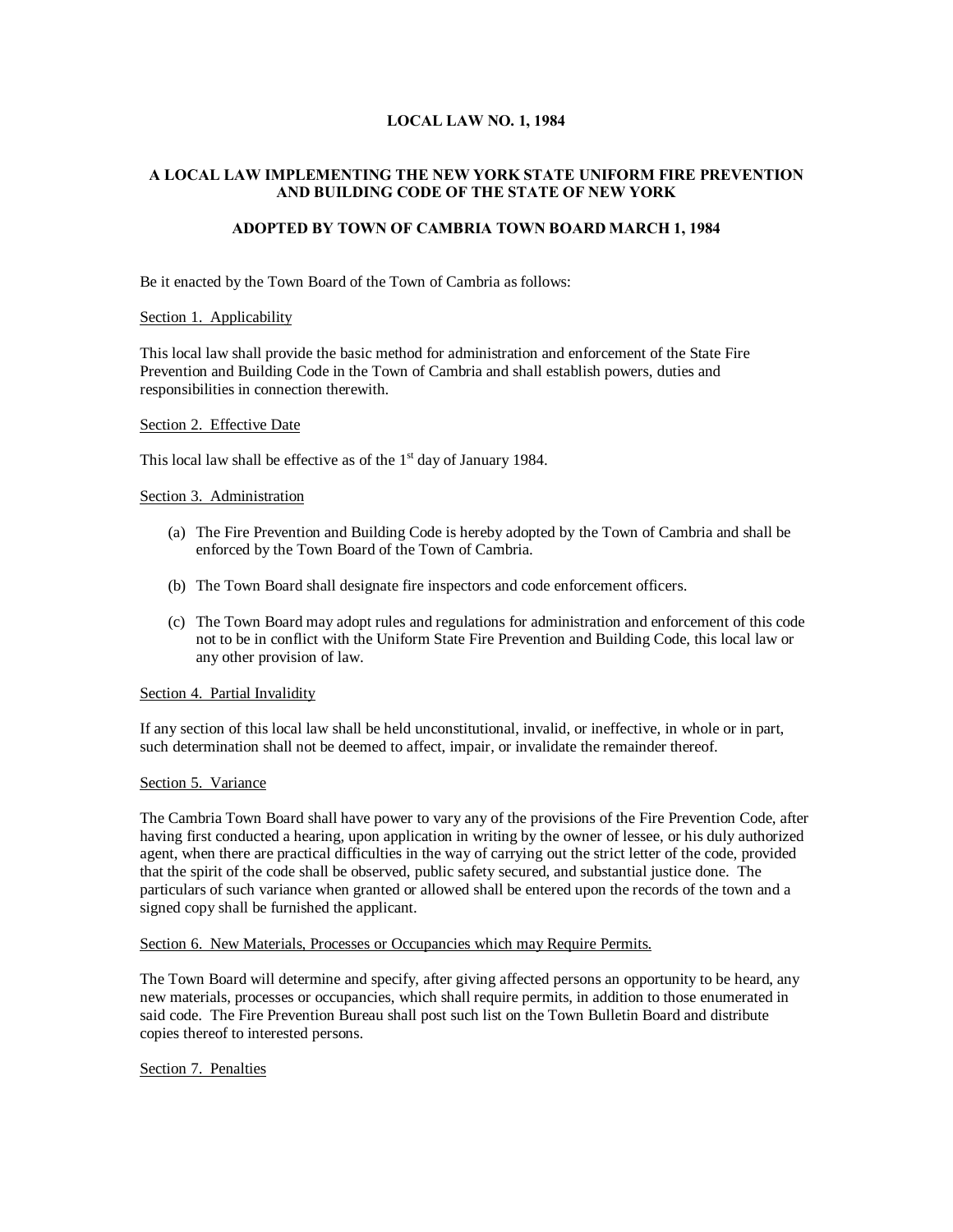# LOCAL LAW NO. 1, 1984

## A LOCAL LAW IMPLEMENTING THE NEW YORK STATE UNIFORM FIRE PREVENTION AND BUILDING CODE OF THE STATE OF NEW YORK

## ADOPTED BY TOWN OF CAMBRIA TOWN BOARD MARCH 1, 1984

Be it enacted by the Town Board of the Town of Cambria as follows:

Section 1. Applicability

This local law shall provide the basic method for administration and enforcement of the State Fire Prevention and Building Code in the Town of Cambria and shall establish powers, duties and responsibilities in connection therewith.

Section 2. Effective Date

This local law shall be effective as of the 1st day of January 1984.

Section 3. Administration

(a) The Fire Prevention and Building Code is hereby adopted by the Town of Cambria and shall be enforced by the Town Board of the Town of Cambria.

(b) The Town Board shall designate fire inspectors and code enforcement officers.

(c) The Town Board may adopt rules and regulations for administration and enforcement of this code not to be in conflict with the Uniform State Fire Prevention and Building Code, this local law or any other provision of law.

Section 4. Partial Invalidity

If any section of this local law shall be held unconstitutional, invalid, or ineffective, in whole or in part, such determination shall not be deemed to affect, impair, or invalidate the remainder thereof.

Section 5. Variance

The Cambria Town Board shall have power to vary any of the provisions of the Fire Prevention Code, after having first conducted a hearing, upon application in writing by the owner of lessee, or his duly authorized agent, when there are practical difficulties in the way of carrying out the strict letter of the code, provided that the spirit of the code shall be observed, public safety secured, and substantial justice done. The particulars of such variance when granted or allowed shall be entered upon the records of the town and a signed copy shall be furnished the applicant.

Section 6. New Materials, Processes or Occupancies which may Require Permits.

The Town Board will determine and specify, after giving affected persons an opportunity to be heard, any new materials, processes or occupancies, which shall require permits, in addition to those enumerated in said code. The Fire Prevention Bureau shall post such list on the Town Bulletin Board and distribute copies thereof to interested persons.

Section 7. Penalties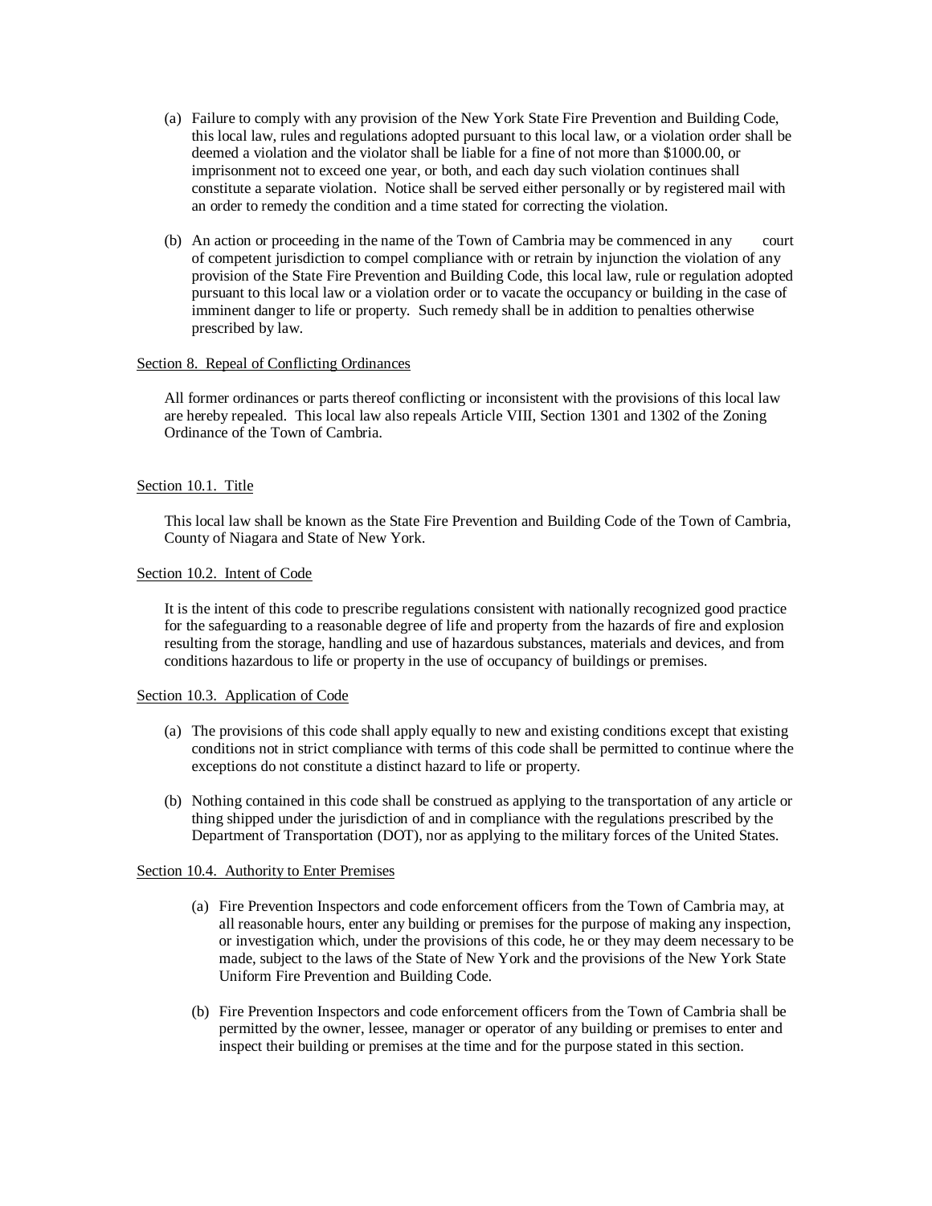(a) Failure to comply with any provision of the New York State Fire Prevention and Building Code, this local law, rules and regulations adopted pursuant to this local law, or a violation order shall be deemed a violation and the violator shall be liable for a fine of not more than $1000.00, or imprisonment not to exceed one year, or both, and each day such violation continues shall constitute a separate violation. Notice shall be served either personally or by registered mail with an order to remedy the condition and a time stated for correcting the violation.

(b) An action or proceeding in the name of the Town of Cambria may be commenced in any court of competent jurisdiction to compel compliance with or retrain by injunction the violation of any provision of the State Fire Prevention and Building Code, this local law, rule or regulation adopted pursuant to this local law or a violation order or to vacate the occupancy or building in the case of imminent danger to life or property. Such remedy shall be in addition to penalties otherwise prescribed by law.

Section 8. Repeal of Conflicting Ordinances

All former ordinances or parts thereof conflicting or inconsistent with the provisions of this local law are hereby repealed. This local law also repeals Article VIII, Section 1301 and 1302 of the Zoning Ordinance of the Town of Cambria.

Section 10.1. Title

This local law shall be known as the State Fire Prevention and Building Code of the Town of Cambria, County of Niagara and State of New York.

Section 10.2. Intent of Code

It is the intent of this code to prescribe regulations consistent with nationally recognized good practice for the safeguarding to a reasonable degree of life and property from the hazards of fire and explosion resulting from the storage, handling and use of hazardous substances, materials and devices, and from conditions hazardous to life or property in the use of occupancy of buildings or premises.

Section 10.3. Application of Code

(a) The provisions of this code shall apply equally to new and existing conditions except that existing conditions not in strict compliance with terms of this code shall be permitted to continue where the exceptions do not constitute a distinct hazard to life or property.

(b) Nothing contained in this code shall be construed as applying to the transportation of any article or thing shipped under the jurisdiction of and in compliance with the regulations prescribed by the Department of Transportation (DOT), nor as applying to the military forces of the United States.

Section 10.4. Authority to Enter Premises

(a) Fire Prevention Inspectors and code enforcement officers from the Town of Cambria may, at all reasonable hours, enter any building or premises for the purpose of making any inspection, or investigation which, under the provisions of this code, he or they may deem necessary to be made, subject to the laws of the State of New York and the provisions of the New York State Uniform Fire Prevention and Building Code.

(b) Fire Prevention Inspectors and code enforcement officers from the Town of Cambria shall be permitted by the owner, lessee, manager or operator of any building or premises to enter and inspect their building or premises at the time and for the purpose stated in this section.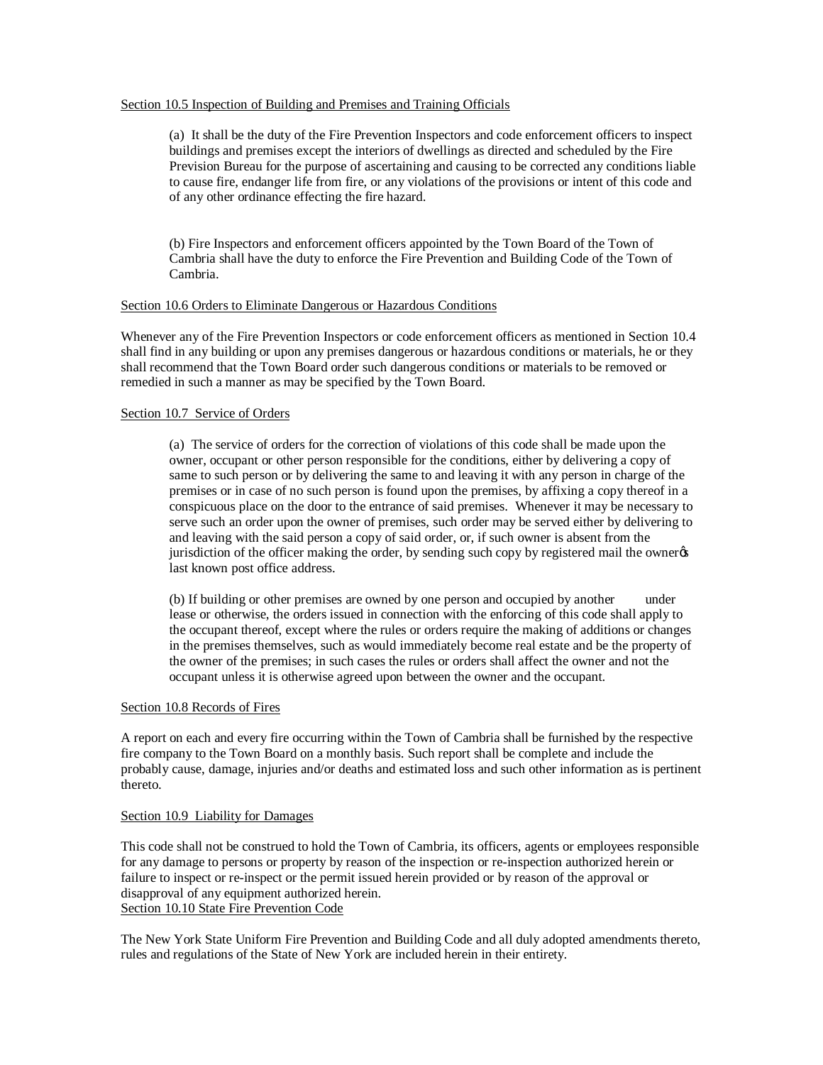Section 10.5 Inspection of Building and Premises and Training Officials

(a) It shall be the duty of the Fire Prevention Inspectors and code enforcement officers to inspect buildings and premises except the interiors of dwellings as directed and scheduled by the Fire Prevision Bureau for the purpose of ascertaining and causing to be corrected any conditions liable to cause fire, endanger life from fire, or any violations of the provisions or intent of this code and of any other ordinance effecting the fire hazard.

(b) Fire Inspectors and enforcement officers appointed by the Town Board of the Town of Cambria shall have the duty to enforce the Fire Prevention and Building Code of the Town of Cambria.

Section 10.6 Orders to Eliminate Dangerous or Hazardous Conditions

Whenever any of the Fire Prevention Inspectors or code enforcement officers as mentioned in Section 10.4 shall find in any building or upon any premises dangerous or hazardous conditions or materials, he or they shall recommend that the Town Board order such dangerous conditions or materials to be removed or remedied in such a manner as may be specified by the Town Board.

Section 10.7 Service of Orders

(a) The service of orders for the correction of violations of this code shall be made upon the owner, occupant or other person responsible for the conditions, either by delivering a copy of same to such person or by delivering the same to and leaving it with any person in charge of the premises or in case of no such person is found upon the premises, by affixing a copy thereof in a conspicuous place on the door to the entrance of said premises. Whenever it may be necessary to serve such an order upon the owner of premises, such order may be served either by delivering to and leaving with the said person a copy of said order, or, if such owner is absent from the jurisdiction of the officer making the order, by sending such copy by registered mail the owner's last known post office address.

(b) If building or other premises are owned by one person and occupied by another under lease or otherwise, the orders issued in connection with the enforcing of this code shall apply to the occupant thereof, except where the rules or orders require the making of additions or changes in the premises themselves, such as would immediately become real estate and be the property of the owner of the premises; in such cases the rules or orders shall affect the owner and not the occupant unless it is otherwise agreed upon between the owner and the occupant.

Section 10.8 Records of Fires

A report on each and every fire occurring within the Town of Cambria shall be furnished by the respective fire company to the Town Board on a monthly basis. Such report shall be complete and include the probably cause, damage, injuries and/or deaths and estimated loss and such other information as is pertinent thereto.

Section 10.9 Liability for Damages

This code shall not be construed to hold the Town of Cambria, its officers, agents or employees responsible for any damage to persons or property by reason of the inspection or re-inspection authorized herein or failure to inspect or re-inspect or the permit issued herein provided or by reason of the approval or disapproval of any equipment authorized herein.

Section 10.10 State Fire Prevention Code

The New York State Uniform Fire Prevention and Building Code and all duly adopted amendments thereto, rules and regulations of the State of New York are included herein in their entirety.